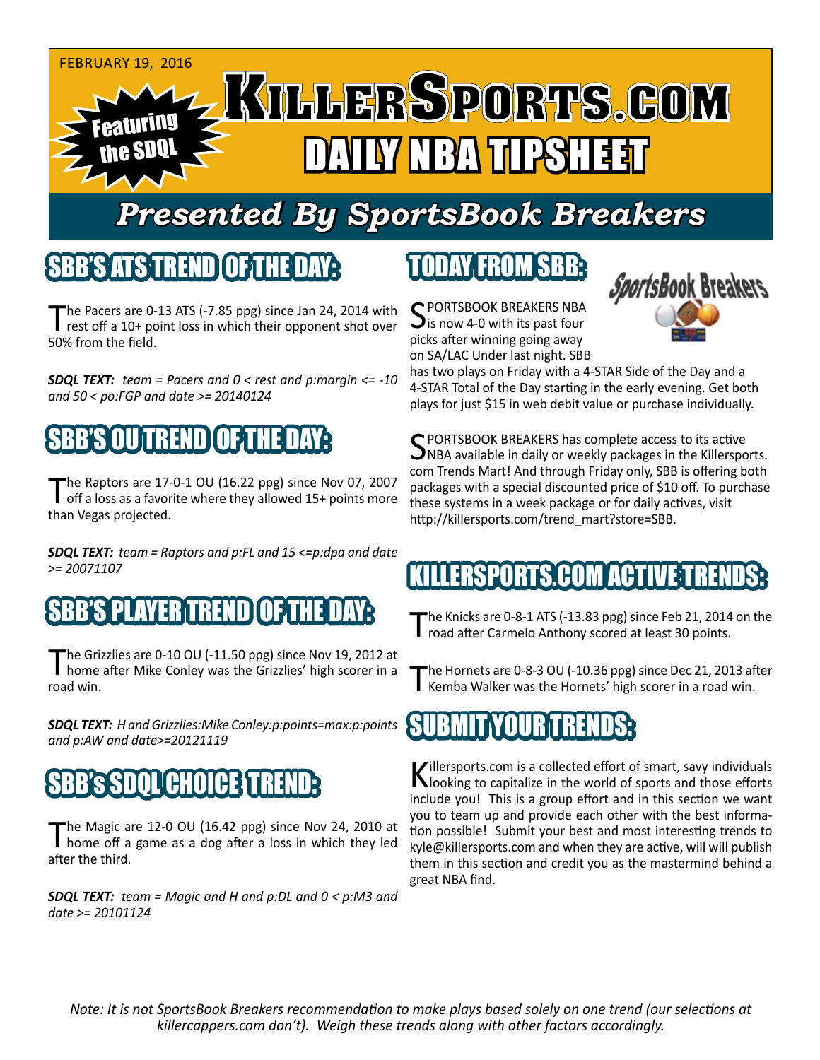FEBRUARY 19, 2016

# KillerSports.com Daily NBA Tipsheet

Featuring the SDQL

## Presented By SportsBook Breakers

## SBB'S ATS TREND OF THE DAY:

The Pacers are 0-13 ATS (-7.85 ppg) since Jan 24, 2014 with rest off a 10+ point loss in which their opponent shot over 50% from the field.

***SDQL TEXT:*** *team = Pacers and 0 < rest and p:margin <= -10 and 50 < po:FGP and date >= 20140124*

## SBB'S OU TREND OF THE DAY:

The Raptors are 17-0-1 OU (16.22 ppg) since Nov 07, 2007 off a loss as a favorite where they allowed 15+ points more than Vegas projected.

***SDQL TEXT:*** *team = Raptors and p:FL and 15 <=p:dpa and date >= 20071107*

## SBB'S PLAYER TREND OF THE DAY:

The Grizzlies are 0-10 OU (-11.50 ppg) since Nov 19, 2012 at home after Mike Conley was the Grizzlies' high scorer in a road win.

***SDQL TEXT:*** *H and Grizzlies:Mike Conley:p:points=max:p:points and p:AW and date>=20121119*

## SBB's SDQL CHOICE TREND:

The Magic are 12-0 OU (16.42 ppg) since Nov 24, 2010 at home off a game as a dog after a loss in which they led after the third.

***SDQL TEXT:*** *team = Magic and H and p:DL and 0 < p:M3 and date >= 20101124*

## TODAY FROM SBB:

SPORTSBOOK BREAKERS NBA is now 4-0 with its past four picks after winning going away on SA/LAC Under last night. SBB has two plays on Friday with a 4-STAR Side of the Day and a 4-STAR Total of the Day starting in the early evening. Get both plays for just $15 in web debit value or purchase individually.

SPORTSBOOK BREAKERS has complete access to its active NBA available in daily or weekly packages in the Killersports.com Trends Mart! And through Friday only, SBB is offering both packages with a special discounted price of $10 off. To purchase these systems in a week package or for daily actives, visit http://killersports.com/trend_mart?store=SBB.

## KILLERSPORTS.COM ACTIVE TRENDS:

The Knicks are 0-8-1 ATS (-13.83 ppg) since Feb 21, 2014 on the road after Carmelo Anthony scored at least 30 points.

The Hornets are 0-8-3 OU (-10.36 ppg) since Dec 21, 2013 after Kemba Walker was the Hornets' high scorer in a road win.

## SUBMIT YOUR TRENDS:

Killersports.com is a collected effort of smart, savy individuals looking to capitalize in the world of sports and those efforts include you! This is a group effort and in this section we want you to team up and provide each other with the best information possible! Submit your best and most interesting trends to kyle@killersports.com and when they are active, will will publish them in this section and credit you as the mastermind behind a great NBA find.

*Note: It is not SportsBook Breakers recommendation to make plays based solely on one trend (our selections at killercappers.com don't). Weigh these trends along with other factors accordingly.*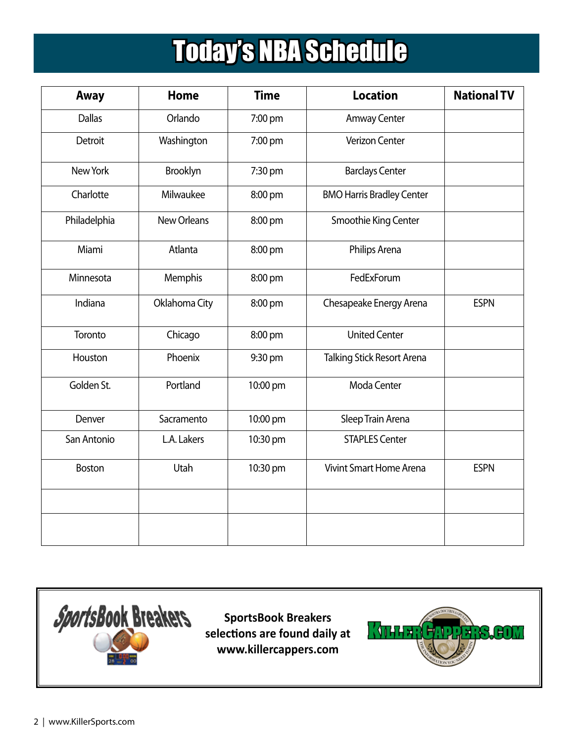# Today's NBA Schedule

| Away | Home | Time | Location | National TV |
|---|---|---|---|---|
| Dallas | Orlando | 7:00 pm | Amway Center | |
| Detroit | Washington | 7:00 pm | Verizon Center | |
| New York | Brooklyn | 7:30 pm | Barclays Center | |
| Charlotte | Milwaukee | 8:00 pm | BMO Harris Bradley Center | |
| Philadelphia | New Orleans | 8:00 pm | Smoothie King Center | |
| Miami | Atlanta | 8:00 pm | Philips Arena | |
| Minnesota | Memphis | 8:00 pm | FedExForum | |
| Indiana | Oklahoma City | 8:00 pm | Chesapeake Energy Arena | ESPN |
| Toronto | Chicago | 8:00 pm | United Center | |
| Houston | Phoenix | 9:30 pm | Talking Stick Resort Arena | |
| Golden St. | Portland | 10:00 pm | Moda Center | |
| Denver | Sacramento | 10:00 pm | Sleep Train Arena | |
| San Antonio | L.A. Lakers | 10:30 pm | STAPLES Center | |
| Boston | Utah | 10:30 pm | Vivint Smart Home Arena | ESPN |
| | | | | |
| | | | | |

SportsBook Breakers

**SportsBook Breakers selections are found daily at www.killercappers.com**

KILLERCAPPERS.COM

www.KillerSports.com